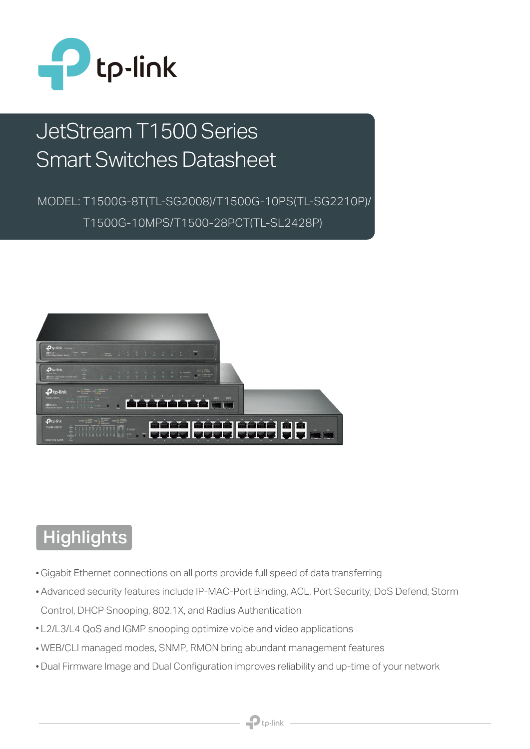# JetStream T1500 Series Smart Switches Datasheet

MODEL: T1500G-8T(TL-SG2008)/T1500G-10PS(TL-SG2210P)/ T1500G-10MPS/T1500-28PCT(TL-SL2428P)

## Highlights

- Gigabit Ethernet connections on all ports provide full speed of data transferring
- Advanced security features include IP-MAC-Port Binding, ACL, Port Security, DoS Defend, Storm Control, DHCP Snooping, 802.1X, and Radius Authentication
- L2/L3/L4 QoS and IGMP snooping optimize voice and video applications
- WEB/CLI managed modes, SNMP, RMON bring abundant management features
- Dual Firmware Image and Dual Configuration improves reliability and up-time of your network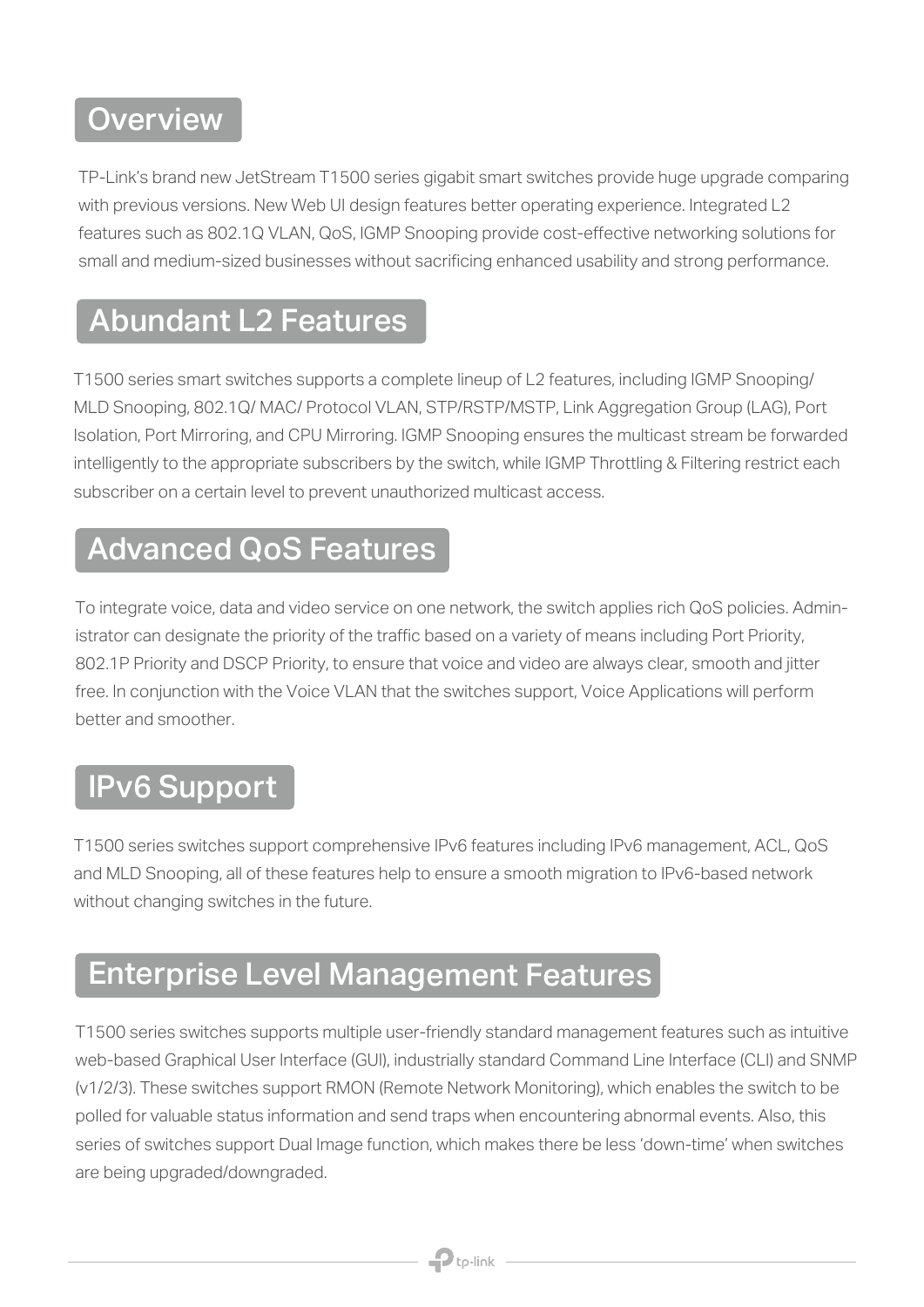## Overview

TP-Link's brand new JetStream T1500 series gigabit smart switches provide huge upgrade comparing with previous versions. New Web UI design features better operating experience. Integrated L2 features such as 802.1Q VLAN, QoS, IGMP Snooping provide cost-effective networking solutions for small and medium-sized businesses without sacrificing enhanced usability and strong performance.

## Abundant L2 Features

T1500 series smart switches supports a complete lineup of L2 features, including IGMP Snooping/ MLD Snooping, 802.1Q/ MAC/ Protocol VLAN, STP/RSTP/MSTP, Link Aggregation Group (LAG), Port Isolation, Port Mirroring, and CPU Mirroring. IGMP Snooping ensures the multicast stream be forwarded intelligently to the appropriate subscribers by the switch, while IGMP Throttling & Filtering restrict each subscriber on a certain level to prevent unauthorized multicast access.

## Advanced QoS Features

To integrate voice, data and video service on one network, the switch applies rich QoS policies. Administrator can designate the priority of the traffic based on a variety of means including Port Priority, 802.1P Priority and DSCP Priority, to ensure that voice and video are always clear, smooth and jitter free. In conjunction with the Voice VLAN that the switches support, Voice Applications will perform better and smoother.

## IPv6 Support

T1500 series switches support comprehensive IPv6 features including IPv6 management, ACL, QoS and MLD Snooping, all of these features help to ensure a smooth migration to IPv6-based network without changing switches in the future.

## Enterprise Level Management Features

T1500 series switches supports multiple user-friendly standard management features such as intuitive web-based Graphical User Interface (GUI), industrially standard Command Line Interface (CLI) and SNMP (v1/2/3). These switches support RMON (Remote Network Monitoring), which enables the switch to be polled for valuable status information and send traps when encountering abnormal events. Also, this series of switches support Dual Image function, which makes there be less 'down-time' when switches are being upgraded/downgraded.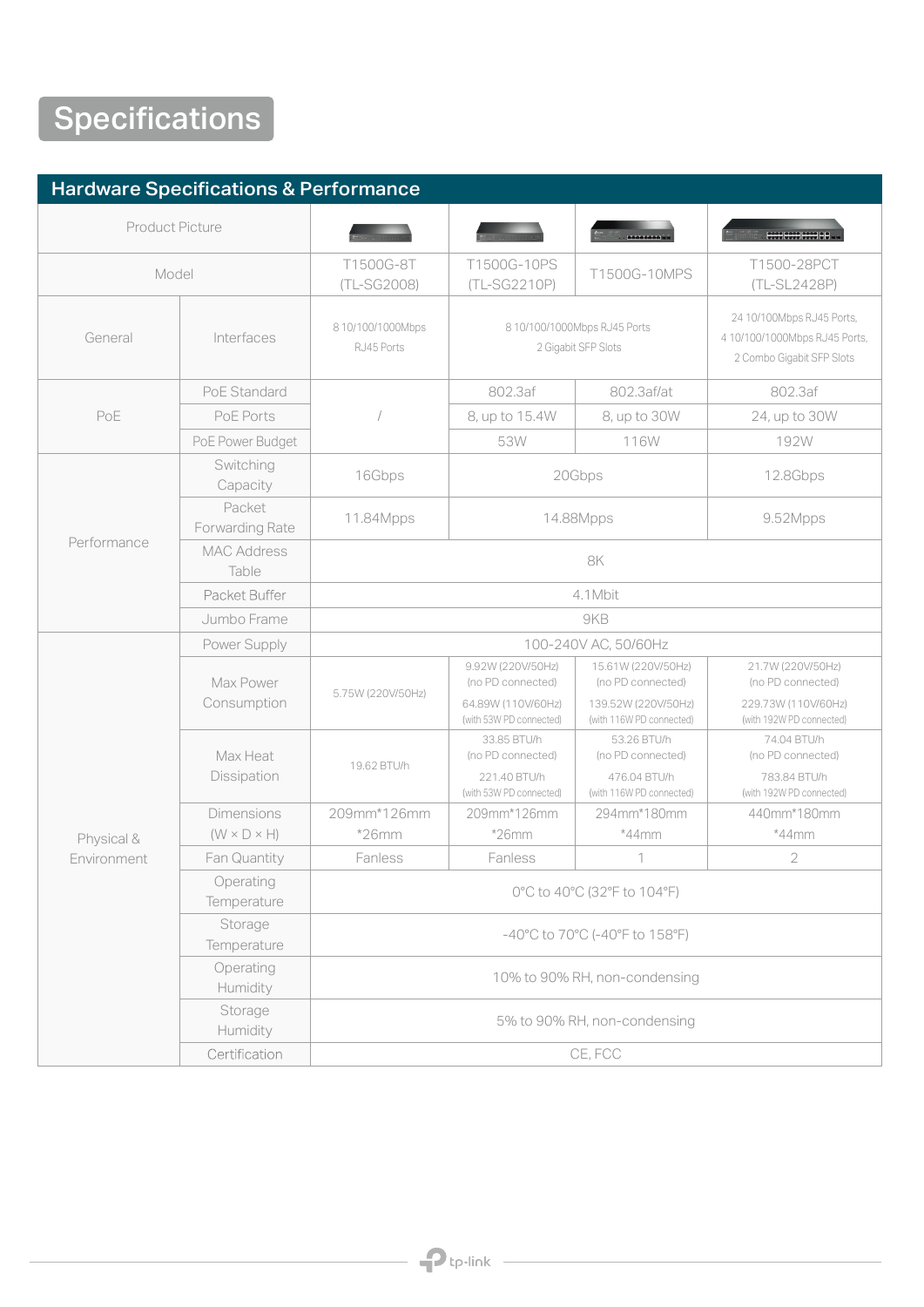# Specifications

## Hardware Specifications & Performance

| | | T1500G-8T | T1500G-10PS | T1500G-10MPS | T1500-28PCT |
|---|---|---|---|---|---|
| Product Picture | | | | | |
| Model | | T1500G-8T (TL-SG2008) | T1500G-10PS (TL-SG2210P) | T1500G-10MPS | T1500-28PCT (TL-SL2428P) |
| General | Interfaces | 8 10/100/1000Mbps RJ45 Ports | 8 10/100/1000Mbps RJ45 Ports<br>2 Gigabit SFP Slots | | 24 10/100Mbps RJ45 Ports,<br>4 10/100/1000Mbps RJ45 Ports,<br>2 Combo Gigabit SFP Slots |
| PoE | PoE Standard | / | 802.3af | 802.3af/at | 802.3af |
| | PoE Ports | | 8, up to 15.4W | 8, up to 30W | 24, up to 30W |
| | PoE Power Budget | | 53W | 116W | 192W |
| Performance | Switching Capacity | 16Gbps | 20Gbps | | 12.8Gbps |
| | Packet Forwarding Rate | 11.84Mpps | 14.88Mpps | | 9.52Mpps |
| | MAC Address Table | 8K | | | |
| | Packet Buffer | 4.1Mbit | | | |
| | Jumbo Frame | 9KB | | | |
| Physical & Environment | Power Supply | 100-240V AC, 50/60Hz | | | |
| | Max Power Consumption | 5.75W (220V/50Hz) | 9.92W (220V/50Hz) (no PD connected)<br>64.89W (110V/60Hz) (with 53W PD connected) | 15.61W (220V/50Hz) (no PD connected)<br>139.52W (220V/50Hz) (with 116W PD connected) | 21.7W (220V/50Hz) (no PD connected)<br>229.73W (110V/60Hz) (with 192W PD connected) |
| | Max Heat Dissipation | 19.62 BTU/h | 33.85 BTU/h (no PD connected)<br>221.40 BTU/h (with 53W PD connected) | 53.26 BTU/h (no PD connected)<br>476.04 BTU/h (with 116W PD connected) | 74.04 BTU/h (no PD connected)<br>783.84 BTU/h (with 192W PD connected) |
| | Dimensions (W × D × H) | 209mm*126mm *26mm | 209mm*126mm *26mm | 294mm*180mm *44mm | 440mm*180mm *44mm |
| | Fan Quantity | Fanless | Fanless | 1 | 2 |
| | Operating Temperature | 0°C to 40°C (32°F to 104°F) | | | |
| | Storage Temperature | -40°C to 70°C (-40°F to 158°F) | | | |
| | Operating Humidity | 10% to 90% RH, non-condensing | | | |
| | Storage Humidity | 5% to 90% RH, non-condensing | | | |
| | Certification | CE, FCC | | | |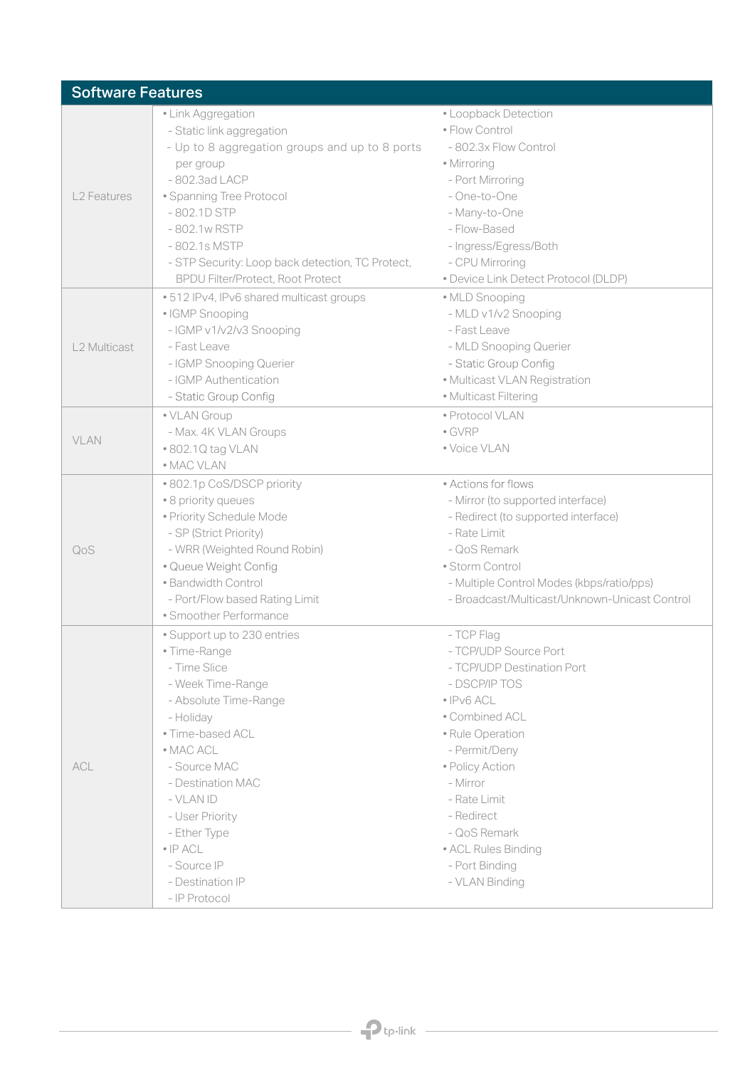## Software Features

| | | |
|---|---|---|
| L2 Features | • Link Aggregation<br>- Static link aggregation<br>- Up to 8 aggregation groups and up to 8 ports per group<br>- 802.3ad LACP<br>• Spanning Tree Protocol<br>- 802.1D STP<br>- 802.1w RSTP<br>- 802.1s MSTP<br>- STP Security: Loop back detection, TC Protect, BPDU Filter/Protect, Root Protect | • Loopback Detection<br>• Flow Control<br>- 802.3x Flow Control<br>• Mirroring<br>- Port Mirroring<br>- One-to-One<br>- Many-to-One<br>- Flow-Based<br>- Ingress/Egress/Both<br>- CPU Mirroring<br>• Device Link Detect Protocol (DLDP) |
| L2 Multicast | • 512 IPv4, IPv6 shared multicast groups<br>• IGMP Snooping<br>- IGMP v1/v2/v3 Snooping<br>- Fast Leave<br>- IGMP Snooping Querier<br>- IGMP Authentication<br>- Static Group Config | • MLD Snooping<br>- MLD v1/v2 Snooping<br>- Fast Leave<br>- MLD Snooping Querier<br>- Static Group Config<br>• Multicast VLAN Registration<br>• Multicast Filtering |
| VLAN | • VLAN Group<br>- Max. 4K VLAN Groups<br>• 802.1Q tag VLAN<br>• MAC VLAN | • Protocol VLAN<br>• GVRP<br>• Voice VLAN |
| QoS | • 802.1p CoS/DSCP priority<br>• 8 priority queues<br>• Priority Schedule Mode<br>- SP (Strict Priority)<br>- WRR (Weighted Round Robin)<br>• Queue Weight Config<br>• Bandwidth Control<br>- Port/Flow based Rating Limit<br>• Smoother Performance | • Actions for flows<br>- Mirror (to supported interface)<br>- Redirect (to supported interface)<br>- Rate Limit<br>- QoS Remark<br>• Storm Control<br>- Multiple Control Modes (kbps/ratio/pps)<br>- Broadcast/Multicast/Unknown-Unicast Control |
| ACL | • Support up to 230 entries<br>• Time-Range<br>- Time Slice<br>- Week Time-Range<br>- Absolute Time-Range<br>- Holiday<br>• Time-based ACL<br>• MAC ACL<br>- Source MAC<br>- Destination MAC<br>- VLAN ID<br>- User Priority<br>- Ether Type<br>• IP ACL<br>- Source IP<br>- Destination IP<br>- IP Protocol | - TCP Flag<br>- TCP/UDP Source Port<br>- TCP/UDP Destination Port<br>- DSCP/IP TOS<br>• IPv6 ACL<br>• Combined ACL<br>• Rule Operation<br>- Permit/Deny<br>• Policy Action<br>- Mirror<br>- Rate Limit<br>- Redirect<br>- QoS Remark<br>• ACL Rules Binding<br>- Port Binding<br>- VLAN Binding |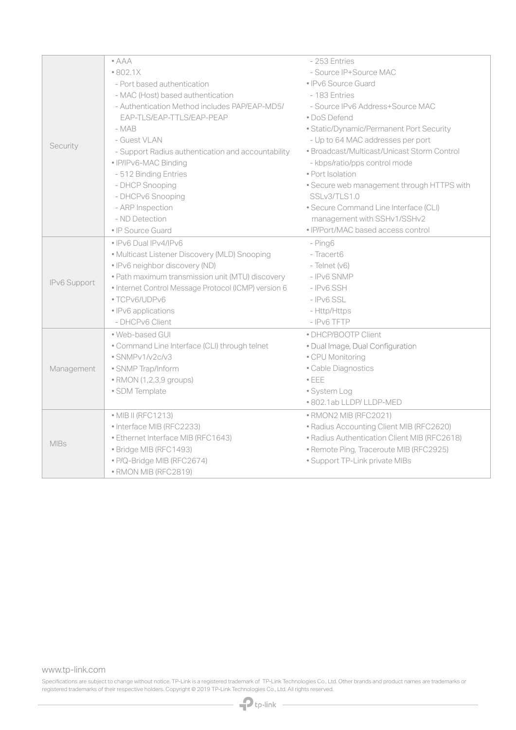| | | |
|---|---|---|
| Security | • AAA<br>• 802.1X<br>- Port based authentication<br>- MAC (Host) based authentication<br>- Authentication Method includes PAP/EAP-MD5/ EAP-TLS/EAP-TTLS/EAP-PEAP<br>- MAB<br>- Guest VLAN<br>- Support Radius authentication and accountability<br>• IP/IPv6-MAC Binding<br>- 512 Binding Entries<br>- DHCP Snooping<br>- DHCPv6 Snooping<br>- ARP Inspection<br>- ND Detection<br>• IP Source Guard | - 253 Entries<br>- Source IP+Source MAC<br>• IPv6 Source Guard<br>- 183 Entries<br>- Source IPv6 Address+Source MAC<br>• DoS Defend<br>• Static/Dynamic/Permanent Port Security<br>- Up to 64 MAC addresses per port<br>• Broadcast/Multicast/Unicast Storm Control<br>- kbps/ratio/pps control mode<br>• Port Isolation<br>• Secure web management through HTTPS with SSLv3/TLS1.0<br>• Secure Command Line Interface (CLI) management with SSHv1/SSHv2<br>• IP/Port/MAC based access control |
| IPv6 Support | • IPv6 Dual IPv4/IPv6<br>• Multicast Listener Discovery (MLD) Snooping<br>• IPv6 neighbor discovery (ND)<br>• Path maximum transmission unit (MTU) discovery<br>• Internet Control Message Protocol (ICMP) version 6<br>• TCPv6/UDPv6<br>• IPv6 applications<br>- DHCPv6 Client | - Ping6<br>- Tracert6<br>- Telnet (v6)<br>- IPv6 SNMP<br>- IPv6 SSH<br>- IPv6 SSL<br>- Http/Https<br>- IPv6 TFTP |
| Management | • Web-based GUI<br>• Command Line Interface (CLI) through telnet<br>• SNMPv1/v2c/v3<br>• SNMP Trap/Inform<br>• RMON (1,2,3,9 groups)<br>• SDM Template | • DHCP/BOOTP Client<br>• Dual Image, Dual Configuration<br>• CPU Monitoring<br>• Cable Diagnostics<br>• EEE<br>• System Log<br>• 802.1ab LLDP/ LLDP-MED |
| MIBs | • MIB II (RFC1213)<br>• Interface MIB (RFC2233)<br>• Ethernet Interface MIB (RFC1643)<br>• Bridge MIB (RFC1493)<br>• P/Q-Bridge MIB (RFC2674)<br>• RMON MIB (RFC2819) | • RMON2 MIB (RFC2021)<br>• Radius Accounting Client MIB (RFC2620)<br>• Radius Authentication Client MIB (RFC2618)<br>• Remote Ping, Traceroute MIB (RFC2925)<br>• Support TP-Link private MIBs |

www.tp-link.com

Specifications are subject to change without notice. TP-Link is a registered trademark of TP-Link Technologies Co., Ltd. Other brands and product names are trademarks or registered trademarks of their respective holders. Copyright © 2019 TP-Link Technologies Co., Ltd. All rights reserved.